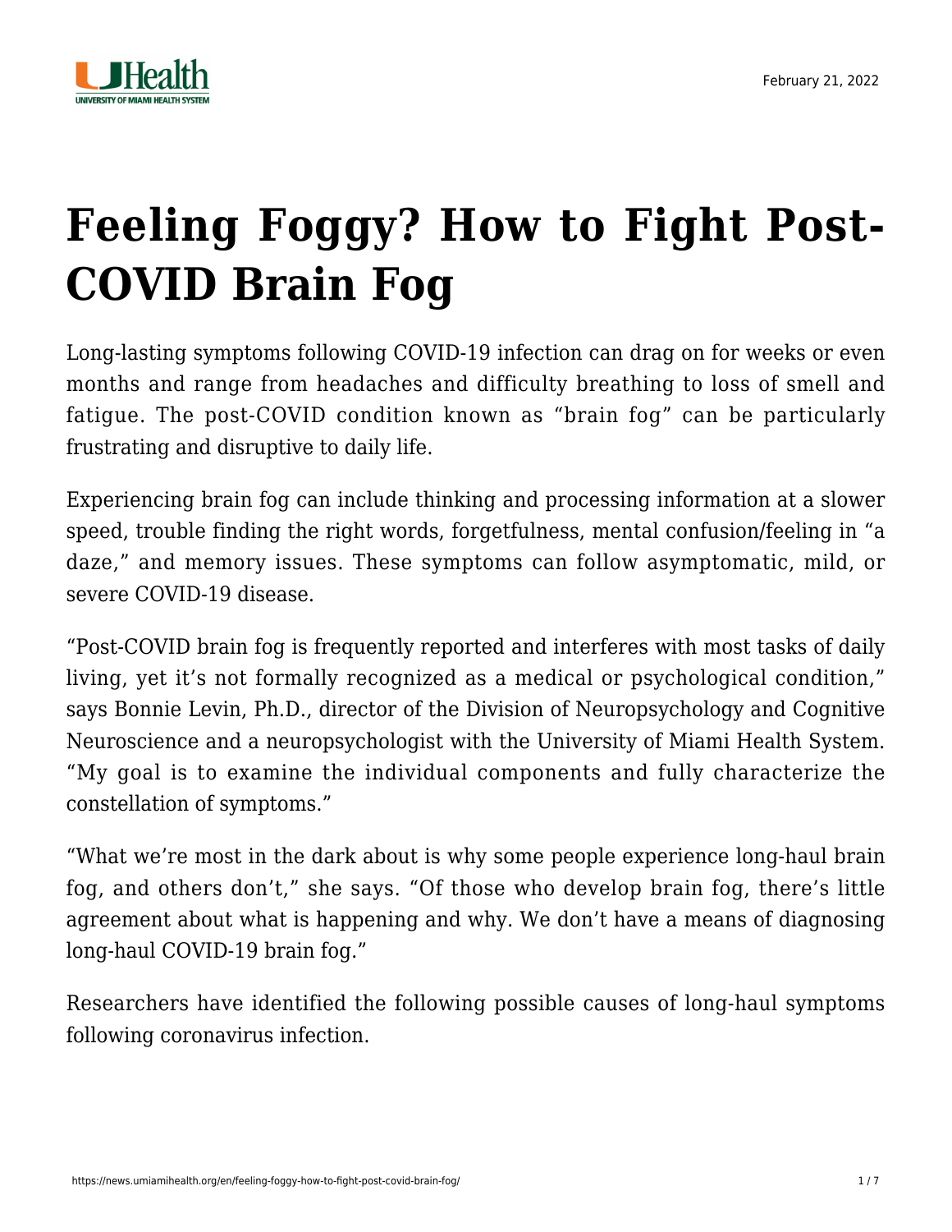February 21, 2022

# Feeling Foggy? How to Fight Post-COVID Brain Fog

Long-lasting symptoms following COVID-19 infection can drag on for weeks or even months and range from headaches and difficulty breathing to loss of smell and fatigue. The post-COVID condition known as "brain fog" can be particularly frustrating and disruptive to daily life.

Experiencing brain fog can include thinking and processing information at a slower speed, trouble finding the right words, forgetfulness, mental confusion/feeling in "a daze," and memory issues. These symptoms can follow asymptomatic, mild, or severe COVID-19 disease.

"Post-COVID brain fog is frequently reported and interferes with most tasks of daily living, yet it's not formally recognized as a medical or psychological condition," says Bonnie Levin, Ph.D., director of the Division of Neuropsychology and Cognitive Neuroscience and a neuropsychologist with the University of Miami Health System. "My goal is to examine the individual components and fully characterize the constellation of symptoms."

"What we're most in the dark about is why some people experience long-haul brain fog, and others don't," she says. "Of those who develop brain fog, there's little agreement about what is happening and why. We don't have a means of diagnosing long-haul COVID-19 brain fog."

Researchers have identified the following possible causes of long-haul symptoms following coronavirus infection.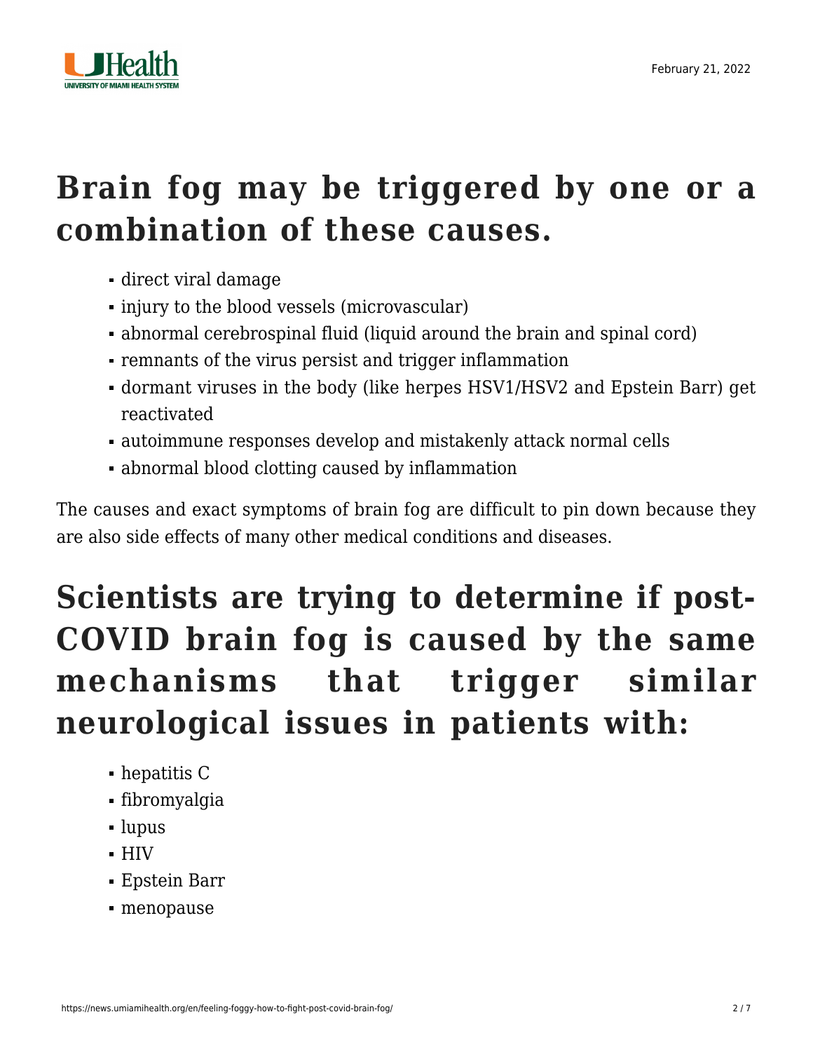## Brain fog may be triggered by one or a combination of these causes.

- direct viral damage
- injury to the blood vessels (microvascular)
- abnormal cerebrospinal fluid (liquid around the brain and spinal cord)
- remnants of the virus persist and trigger inflammation
- dormant viruses in the body (like herpes HSV1/HSV2 and Epstein Barr) get reactivated
- autoimmune responses develop and mistakenly attack normal cells
- abnormal blood clotting caused by inflammation

The causes and exact symptoms of brain fog are difficult to pin down because they are also side effects of many other medical conditions and diseases.

## Scientists are trying to determine if post-COVID brain fog is caused by the same mechanisms that trigger similar neurological issues in patients with:

- hepatitis C
- fibromyalgia
- lupus
- HIV
- Epstein Barr
- menopause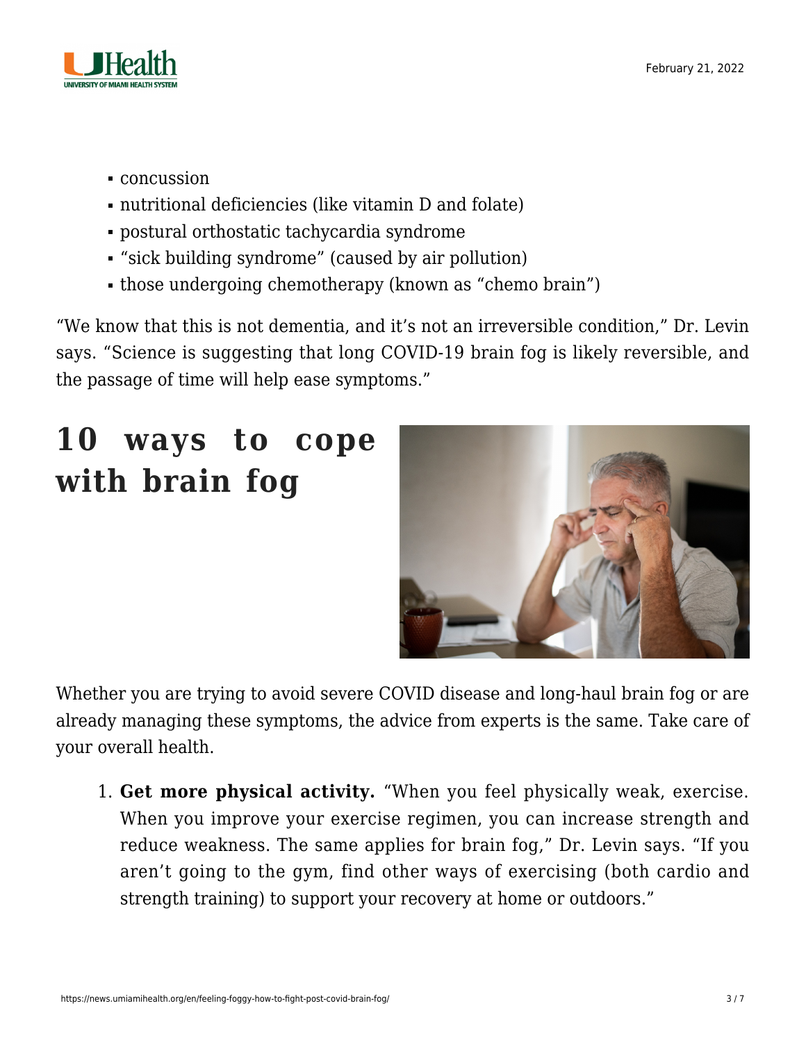- concussion
- nutritional deficiencies (like vitamin D and folate)
- postural orthostatic tachycardia syndrome
- "sick building syndrome" (caused by air pollution)
- those undergoing chemotherapy (known as "chemo brain")

"We know that this is not dementia, and it's not an irreversible condition," Dr. Levin says. "Science is suggesting that long COVID-19 brain fog is likely reversible, and the passage of time will help ease symptoms."

## 10 ways to cope with brain fog

Whether you are trying to avoid severe COVID disease and long-haul brain fog or are already managing these symptoms, the advice from experts is the same. Take care of your overall health.

1. **Get more physical activity.** "When you feel physically weak, exercise. When you improve your exercise regimen, you can increase strength and reduce weakness. The same applies for brain fog," Dr. Levin says. "If you aren't going to the gym, find other ways of exercising (both cardio and strength training) to support your recovery at home or outdoors."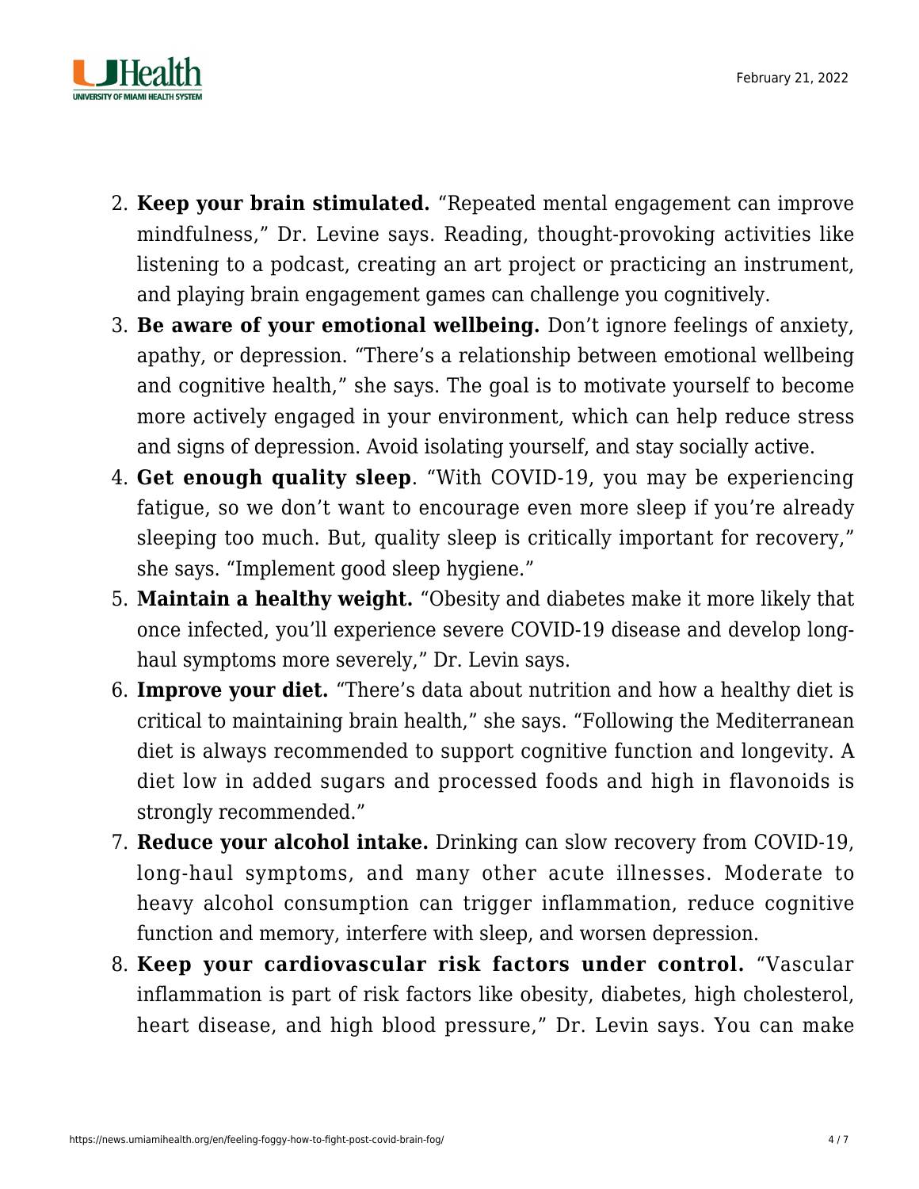2. **Keep your brain stimulated.** "Repeated mental engagement can improve mindfulness," Dr. Levine says. Reading, thought-provoking activities like listening to a podcast, creating an art project or practicing an instrument, and playing brain engagement games can challenge you cognitively.
3. **Be aware of your emotional wellbeing.** Don't ignore feelings of anxiety, apathy, or depression. "There's a relationship between emotional wellbeing and cognitive health," she says. The goal is to motivate yourself to become more actively engaged in your environment, which can help reduce stress and signs of depression. Avoid isolating yourself, and stay socially active.
4. **Get enough quality sleep**. "With COVID-19, you may be experiencing fatigue, so we don't want to encourage even more sleep if you're already sleeping too much. But, quality sleep is critically important for recovery," she says. "Implement good sleep hygiene."
5. **Maintain a healthy weight.** "Obesity and diabetes make it more likely that once infected, you'll experience severe COVID-19 disease and develop long-haul symptoms more severely," Dr. Levin says.
6. **Improve your diet.** "There's data about nutrition and how a healthy diet is critical to maintaining brain health," she says. "Following the Mediterranean diet is always recommended to support cognitive function and longevity. A diet low in added sugars and processed foods and high in flavonoids is strongly recommended."
7. **Reduce your alcohol intake.** Drinking can slow recovery from COVID-19, long-haul symptoms, and many other acute illnesses. Moderate to heavy alcohol consumption can trigger inflammation, reduce cognitive function and memory, interfere with sleep, and worsen depression.
8. **Keep your cardiovascular risk factors under control.** "Vascular inflammation is part of risk factors like obesity, diabetes, high cholesterol, heart disease, and high blood pressure," Dr. Levin says. You can make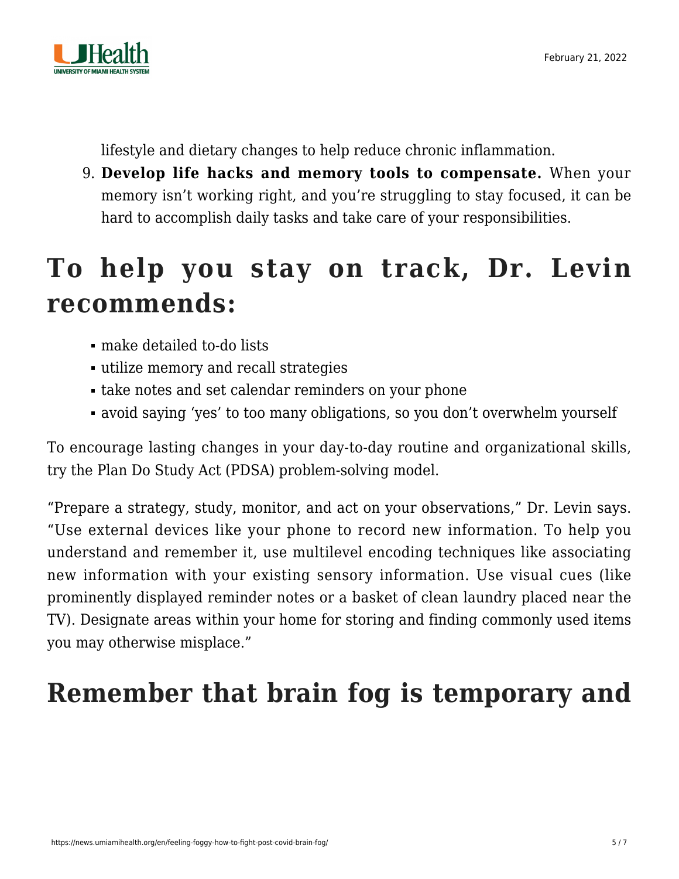lifestyle and dietary changes to help reduce chronic inflammation.

9. **Develop life hacks and memory tools to compensate.** When your memory isn't working right, and you're struggling to stay focused, it can be hard to accomplish daily tasks and take care of your responsibilities.

## To help you stay on track, Dr. Levin recommends:

- make detailed to-do lists
- utilize memory and recall strategies
- take notes and set calendar reminders on your phone
- avoid saying 'yes' to too many obligations, so you don't overwhelm yourself

To encourage lasting changes in your day-to-day routine and organizational skills, try the Plan Do Study Act (PDSA) problem-solving model.

"Prepare a strategy, study, monitor, and act on your observations," Dr. Levin says. "Use external devices like your phone to record new information. To help you understand and remember it, use multilevel encoding techniques like associating new information with your existing sensory information. Use visual cues (like prominently displayed reminder notes or a basket of clean laundry placed near the TV). Designate areas within your home for storing and finding commonly used items you may otherwise misplace."

## Remember that brain fog is temporary and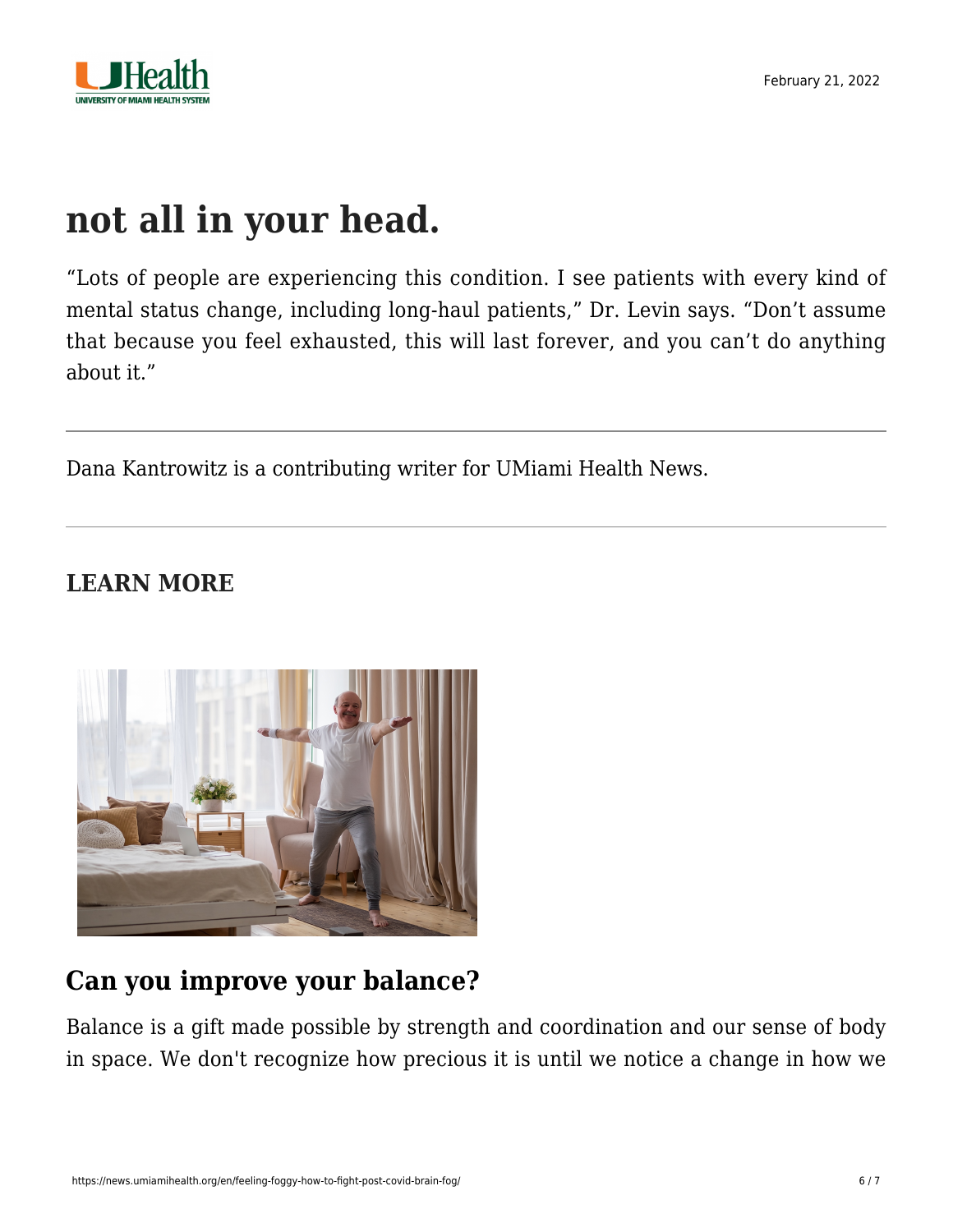# not all in your head.

"Lots of people are experiencing this condition. I see patients with every kind of mental status change, including long-haul patients," Dr. Levin says. "Don't assume that because you feel exhausted, this will last forever, and you can't do anything about it."

---

Dana Kantrowitz is a contributing writer for UMiami Health News.

---

### LEARN MORE

## Can you improve your balance?

Balance is a gift made possible by strength and coordination and our sense of body in space. We don't recognize how precious it is until we notice a change in how we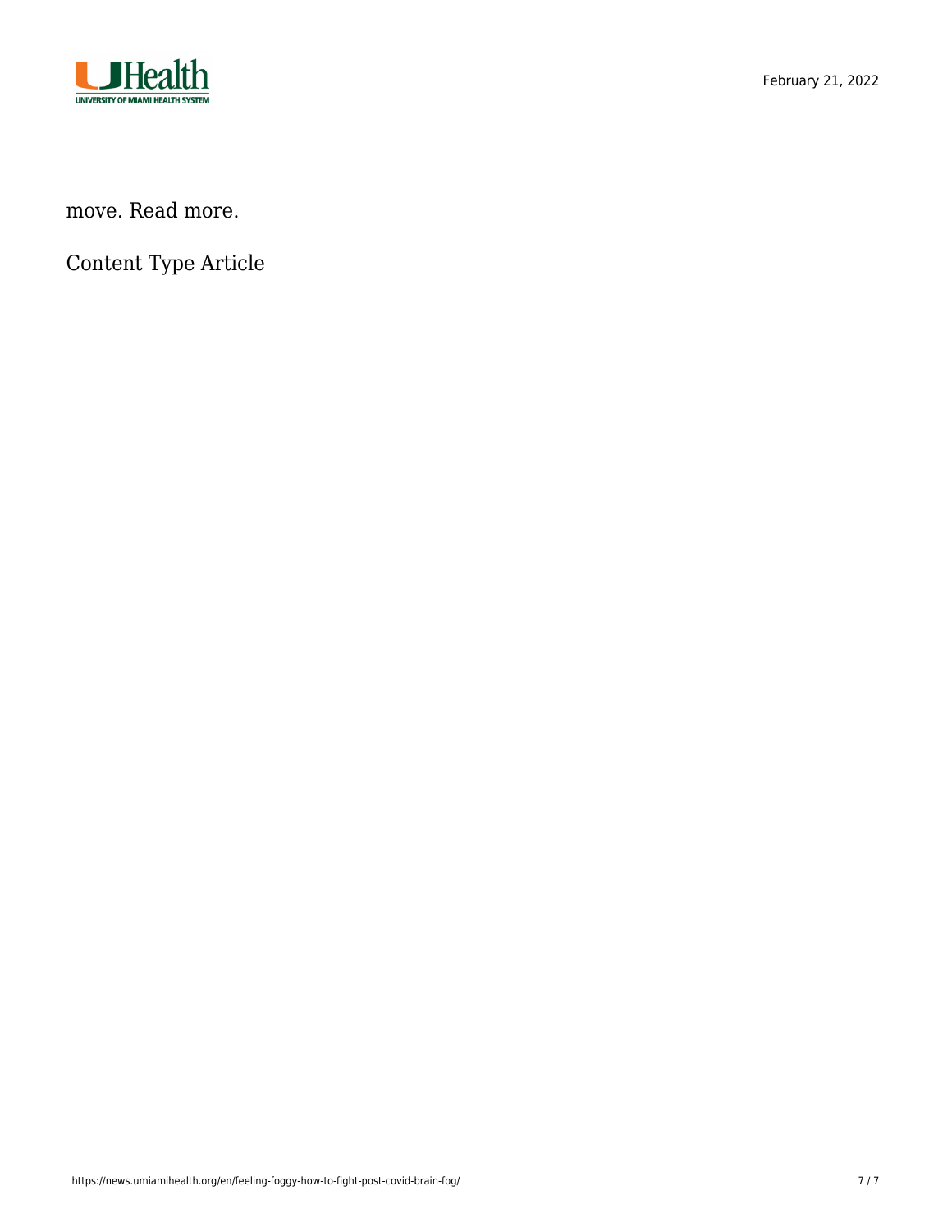move. Read more.

Content Type Article